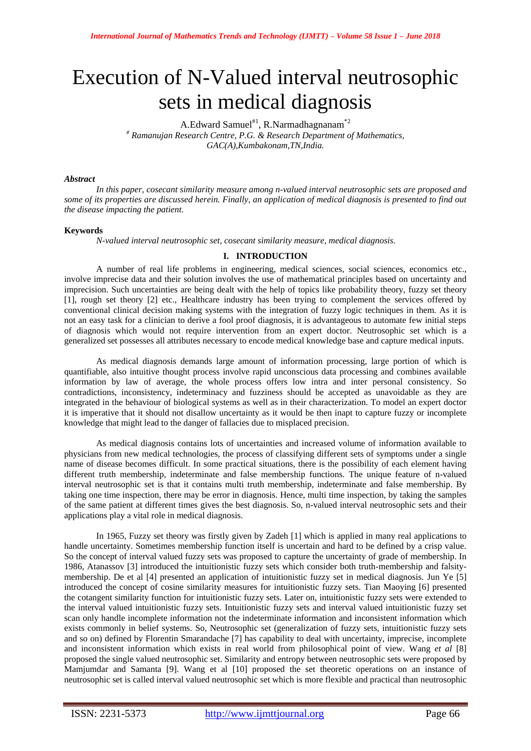# Execution of N-Valued interval neutrosophic sets in medical diagnosis

A.Edward Samuel[#1], R.Narmadhagnanam[*2]

[#] *Ramanujan Research Centre, P.G. & Research Department of Mathematics, GAC(A),Kumbakonam,TN,India.*

***Abstract***

*In this paper, cosecant similarity measure among n-valued interval neutrosophic sets are proposed and some of its properties are discussed herein. Finally, an application of medical diagnosis is presented to find out the disease impacting the patient.*

**Keywords**

*N-valued interval neutrosophic set, cosecant similarity measure, medical diagnosis.*

## I. INTRODUCTION

A number of real life problems in engineering, medical sciences, social sciences, economics etc., involve imprecise data and their solution involves the use of mathematical principles based on uncertainty and imprecision. Such uncertainties are being dealt with the help of topics like probability theory, fuzzy set theory [1], rough set theory [2] etc., Healthcare industry has been trying to complement the services offered by conventional clinical decision making systems with the integration of fuzzy logic techniques in them. As it is not an easy task for a clinician to derive a fool proof diagnosis, it is advantageous to automate few initial steps of diagnosis which would not require intervention from an expert doctor. Neutrosophic set which is a generalized set possesses all attributes necessary to encode medical knowledge base and capture medical inputs.

As medical diagnosis demands large amount of information processing, large portion of which is quantifiable, also intuitive thought process involve rapid unconscious data processing and combines available information by law of average, the whole process offers low intra and inter personal consistency. So contradictions, inconsistency, indeterminacy and fuzziness should be accepted as unavoidable as they are integrated in the behaviour of biological systems as well as in their characterization. To model an expert doctor it is imperative that it should not disallow uncertainty as it would be then inapt to capture fuzzy or incomplete knowledge that might lead to the danger of fallacies due to misplaced precision.

As medical diagnosis contains lots of uncertainties and increased volume of information available to physicians from new medical technologies, the process of classifying different sets of symptoms under a single name of disease becomes difficult. In some practical situations, there is the possibility of each element having different truth membership, indeterminate and false membership functions. The unique feature of n-valued interval neutrosophic set is that it contains multi truth membership, indeterminate and false membership. By taking one time inspection, there may be error in diagnosis. Hence, multi time inspection, by taking the samples of the same patient at different times gives the best diagnosis. So, n-valued interval neutrosophic sets and their applications play a vital role in medical diagnosis.

In 1965, Fuzzy set theory was firstly given by Zadeh [1] which is applied in many real applications to handle uncertainty. Sometimes membership function itself is uncertain and hard to be defined by a crisp value. So the concept of interval valued fuzzy sets was proposed to capture the uncertainty of grade of membership. In 1986, Atanassov [3] introduced the intuitionistic fuzzy sets which consider both truth-membership and falsity-membership. De et al [4] presented an application of intuitionistic fuzzy set in medical diagnosis. Jun Ye [5] introduced the concept of cosine similarity measures for intuitionistic fuzzy sets. Tian Maoying [6] presented the cotangent similarity function for intuitionistic fuzzy sets. Later on, intuitionistic fuzzy sets were extended to the interval valued intuitionistic fuzzy sets. Intuitionistic fuzzy sets and interval valued intuitionistic fuzzy set scan only handle incomplete information not the indeterminate information and inconsistent information which exists commonly in belief systems. So, Neutrosophic set (generalization of fuzzy sets, intuitionistic fuzzy sets and so on) defined by Florentin Smarandache [7] has capability to deal with uncertainty, imprecise, incomplete and inconsistent information which exists in real world from philosophical point of view. Wang *et al* [8] proposed the single valued neutrosophic set. Similarity and entropy between neutrosophic sets were proposed by Mamjumdar and Samanta [9]. Wang et al [10] proposed the set theoretic operations on an instance of neutrosophic set is called interval valued neutrosophic set which is more flexible and practical than neutrosophic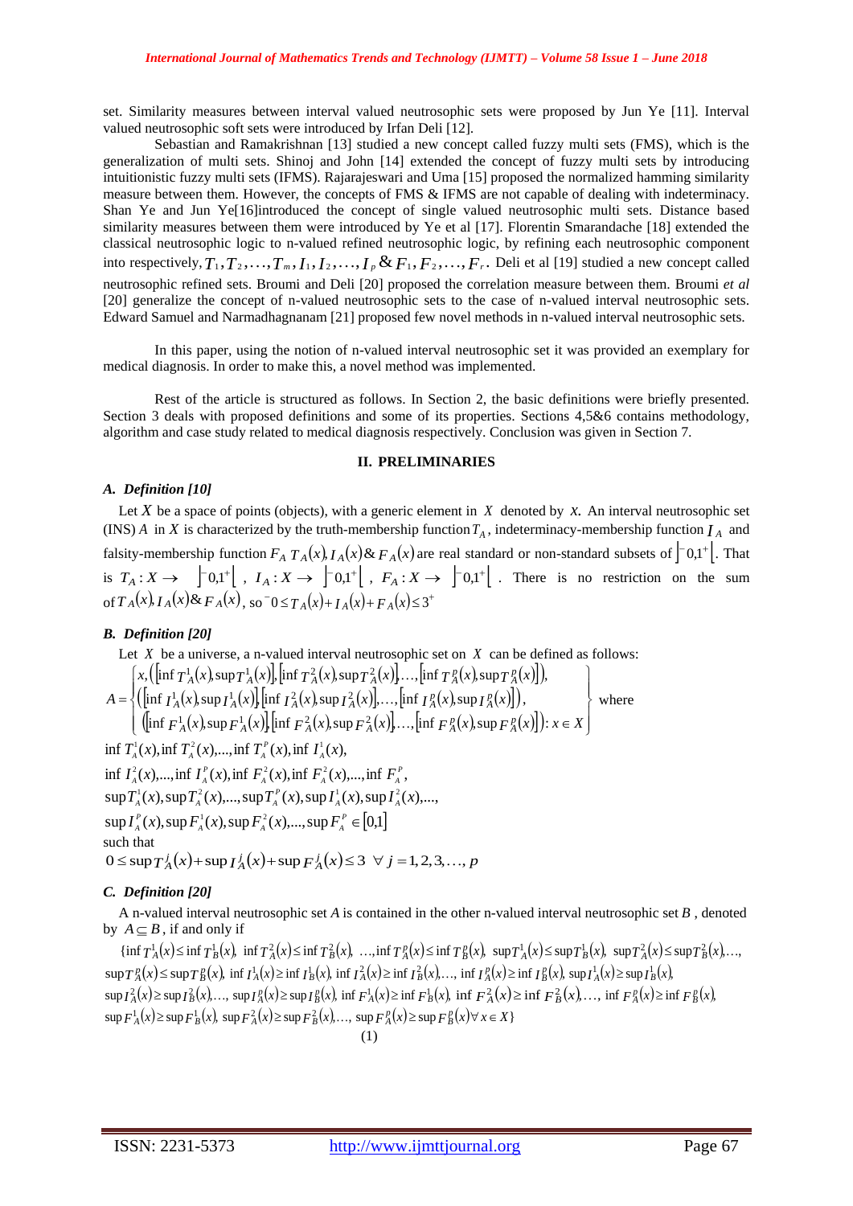set. Similarity measures between interval valued neutrosophic sets were proposed by Jun Ye [11]. Interval valued neutrosophic soft sets were introduced by Irfan Deli [12].

Sebastian and Ramakrishnan [13] studied a new concept called fuzzy multi sets (FMS), which is the generalization of multi sets. Shinoj and John [14] extended the concept of fuzzy multi sets by introducing intuitionistic fuzzy multi sets (IFMS). Rajarajeswari and Uma [15] proposed the normalized hamming similarity measure between them. However, the concepts of FMS & IFMS are not capable of dealing with indeterminacy. Shan Ye and Jun Ye[16]introduced the concept of single valued neutrosophic multi sets. Distance based similarity measures between them were introduced by Ye et al [17]. Florentin Smarandache [18] extended the classical neutrosophic logic to n-valued refined neutrosophic logic, by refining each neutrosophic component into respectively, $T_1, T_2, \ldots, T_m, I_1, I_2, \ldots, I_p$ & $F_1, F_2, \ldots, F_r$. Deli et al [19] studied a new concept called neutrosophic refined sets. Broumi and Deli [20] proposed the correlation measure between them. Broumi *et al* [20] generalize the concept of n-valued neutrosophic sets to the case of n-valued interval neutrosophic sets. Edward Samuel and Narmadhagnanam [21] proposed few novel methods in n-valued interval neutrosophic sets.

In this paper, using the notion of n-valued interval neutrosophic set it was provided an exemplary for medical diagnosis. In order to make this, a novel method was implemented.

Rest of the article is structured as follows. In Section 2, the basic definitions were briefly presented. Section 3 deals with proposed definitions and some of its properties. Sections 4,5&6 contains methodology, algorithm and case study related to medical diagnosis respectively. Conclusion was given in Section 7.

## II. PRELIMINARIES

### *A. Definition [10]*

Let $X$ be a space of points (objects), with a generic element in $X$ denoted by $x$. An interval neutrosophic set (INS) $A$ in $X$ is characterized by the truth-membership function $T_A$, indeterminacy-membership function $I_A$ and falsity-membership function $F_A$ $T_A(x), I_A(x)$ & $F_A(x)$ are real standard or non-standard subsets of $\left]^-0,1^+\right[$. That is $T_A : X \to \left]^-0,1^+\right[$, $I_A : X \to \left]^-0,1^+\right[$, $F_A : X \to \left]^-0,1^+\right[$. There is no restriction on the sum of $T_A(x), I_A(x)$ & $F_A(x)$, so $^-0 \le T_A(x) + I_A(x) + F_A(x) \le 3^+$

### *B. Definition [20]*

Let $X$ be a universe, a n-valued interval neutrosophic set on $X$ can be defined as follows:

$$A = \left\{ \begin{array}{l} x, \left( \left[\inf T_A^1(x), \sup T_A^1(x)\right], \left[\inf T_A^2(x), \sup T_A^2(x)\right], \ldots, \left[\inf T_A^p(x), \sup T_A^p(x)\right] \right), \\ \left( \left[\inf I_A^1(x), \sup I_A^1(x)\right], \left[\inf I_A^2(x), \sup I_A^2(x)\right], \ldots, \left[\inf I_A^p(x), \sup I_A^p(x)\right] \right), \\ \left( \left[\inf F_A^1(x), \sup F_A^1(x)\right], \left[\inf F_A^2(x), \sup F_A^2(x)\right], \ldots, \left[\inf F_A^p(x), \sup F_A^p(x)\right] \right) : x \in X \end{array} \right\} \text{ where}$$

$\inf T_A^1(x), \inf T_A^2(x), \ldots, \inf T_A^p(x), \inf I_A^1(x),$

$\inf I_A^2(x), \ldots, \inf I_A^p(x), \inf F_A^1(x), \inf F_A^2(x), \ldots, \inf F_A^p,$

$\sup T_A^1(x), \sup T_A^2(x), \ldots, \sup T_A^p(x), \sup I_A^1(x), \sup I_A^2(x), \ldots,$

$\sup I_A^p(x), \sup F_A^1(x), \sup F_A^2(x), \ldots, \sup F_A^p \in [0,1]$

such that

$0 \le \sup T_A^j(x) + \sup I_A^j(x) + \sup F_A^j(x) \le 3 \;\; \forall \; j = 1, 2, 3, \ldots, p$

### *C. Definition [20]*

A n-valued interval neutrosophic set $A$ is contained in the other n-valued interval neutrosophic set $B$, denoted by $A \subseteq B$, if and only if

$$\begin{aligned} &\{\inf T_A^1(x) \le \inf T_B^1(x),\ \inf T_A^2(x) \le \inf T_B^2(x),\ \ldots, \inf T_A^p(x) \le \inf T_B^p(x),\ \sup T_A^1(x) \le \sup T_B^1(x),\ \sup T_A^2(x) \le \sup T_B^2(x), \ldots, \\ &\sup T_A^p(x) \le \sup T_B^p(x),\ \inf I_A^1(x) \ge \inf I_B^1(x),\ \inf I_A^2(x) \ge \inf I_B^2(x), \ldots,\ \inf I_A^p(x) \ge \inf I_B^p(x),\ \sup I_A^1(x) \ge \sup I_B^1(x), \\ &\sup I_A^2(x) \ge \sup I_B^2(x), \ldots,\ \sup I_A^p(x) \ge \sup I_B^p(x),\ \inf F_A^1(x) \ge \inf F_B^1(x),\ \inf F_A^2(x) \ge \inf F_B^2(x), \ldots,\ \inf F_A^p(x) \ge \inf F_B^p(x), \\ &\sup F_A^1(x) \ge \sup F_B^1(x),\ \sup F_A^2(x) \ge \sup F_B^2(x), \ldots,\ \sup F_A^p(x) \ge \sup F_B^p(x) \forall x \in X\} \end{aligned} \quad (1)$$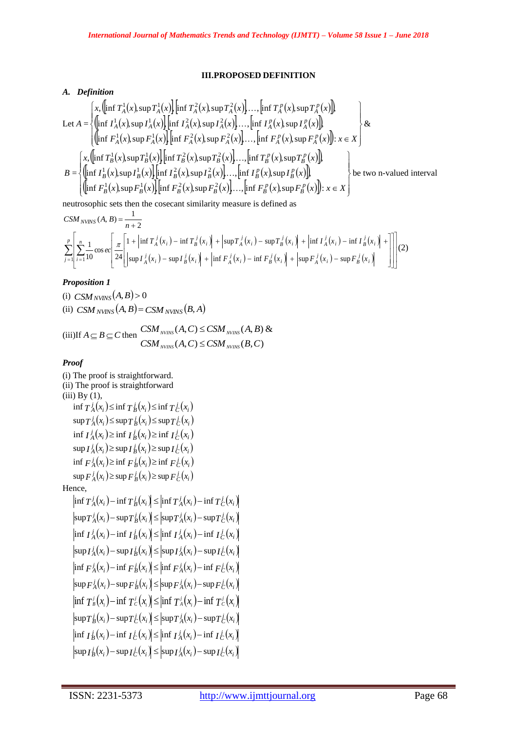## III.PROPOSED DEFINITION

### *A. Definition*

Let 
$$A=\left\{\begin{array}{l} x,\left(\left[\inf T_A^1(x),\sup T_A^1(x)\right],\left[\inf T_A^2(x),\sup T_A^2(x)\right],\ldots,\left[\inf T_A^p(x),\sup T_A^p(x)\right]\right),\\ \left(\left[\inf I_A^1(x),\sup I_A^1(x)\right],\left[\inf I_A^2(x),\sup I_A^2(x)\right],\ldots,\left[\inf I_A^p(x),\sup I_A^p(x)\right]\right),\\ \left(\left[\inf F_A^1(x),\sup F_A^1(x)\right],\left[\inf F_A^2(x),\sup F_A^2(x)\right],\ldots,\left[\inf F_A^p(x),\sup F_A^p(x)\right]\right):x\in X \end{array}\right\}$$ 
&

$$B=\left\{\begin{array}{l} x,\left(\left[\inf T_B^1(x),\sup T_B^1(x)\right],\left[\inf T_B^2(x),\sup T_B^2(x)\right],\ldots,\left[\inf T_B^p(x),\sup T_B^p(x)\right]\right),\\ \left(\left[\inf I_B^1(x),\sup I_B^1(x)\right],\left[\inf I_B^2(x),\sup I_B^2(x)\right],\ldots,\left[\inf I_B^p(x),\sup I_B^p(x)\right]\right),\\ \left(\left[\inf F_B^1(x),\sup F_B^1(x)\right],\left[\inf F_B^2(x),\sup F_B^2(x)\right],\ldots,\left[\inf F_B^p(x),\sup F_B^p(x)\right]\right):x\in X \end{array}\right\}$$ 
be two n-valued interval neutrosophic sets then the cosecant similarity measure is defined as

$$CSM_{NVINS}(A,B)=\frac{1}{n+2}\sum_{j=1}^{p}\left[\sum_{i=1}^{n}\frac{1}{10}\operatorname{cosec}\left[\frac{\pi}{24}\left[\begin{array}{l}1+\left|\inf T_A^j(x_i)-\inf T_B^j(x_i)\right|+\left|\sup T_A^j(x_i)-\sup T_B^j(x_i)\right|+\left|\inf I_A^j(x_i)-\inf I_B^j(x_i)\right|+\\ \left|\sup I_A^j(x_i)-\sup I_B^j(x_i)\right|+\left|\inf F_A^j(x_i)-\inf F_B^j(x_i)\right|+\left|\sup F_A^j(x_i)-\sup F_B^j(x_i)\right|\end{array}\right]\right]\right] \quad (2)$$

### *Proposition 1*

(i) $CSM_{NVINS}(A,B)>0$

(ii) $CSM_{NVINS}(A,B)=CSM_{NVINS}(B,A)$

(iii)If $A\subseteq B\subseteq C$ then $CSM_{NVINS}(A,C)\le CSM_{NVINS}(A,B)$ & $CSM_{NVINS}(A,C)\le CSM_{NVINS}(B,C)$

### *Proof*

(i) The proof is straightforward.

(ii) The proof is straightforward

(iii) By (1),

$$\inf T_A^j(x_i)\le \inf T_B^j(x_i)\le \inf T_C^j(x_i)$$
$$\sup T_A^j(x_i)\le \sup T_B^j(x_i)\le \sup T_C^j(x_i)$$
$$\inf I_A^j(x_i)\ge \inf I_B^j(x_i)\ge \inf I_C^j(x_i)$$
$$\sup I_A^j(x_i)\ge \sup I_B^j(x_i)\ge \sup I_C^j(x_i)$$
$$\inf F_A^j(x_i)\ge \inf F_B^j(x_i)\ge \inf F_C^j(x_i)$$
$$\sup F_A^j(x_i)\ge \sup F_B^j(x_i)\ge \sup F_C^j(x_i)$$

Hence,

$$\left|\inf T_A^j(x_i)-\inf T_B^j(x_i)\right|\le\left|\inf T_A^j(x_i)-\inf T_C^j(x_i)\right|$$
$$\left|\sup T_A^j(x_i)-\sup T_B^j(x_i)\right|\le\left|\sup T_A^j(x_i)-\sup T_C^j(x_i)\right|$$
$$\left|\inf I_A^j(x_i)-\inf I_B^j(x_i)\right|\le\left|\inf I_A^j(x_i)-\inf I_C^j(x_i)\right|$$
$$\left|\sup I_A^j(x_i)-\sup I_B^j(x_i)\right|\le\left|\sup I_A^j(x_i)-\sup I_C^j(x_i)\right|$$
$$\left|\inf F_A^j(x_i)-\inf F_B^j(x_i)\right|\le\left|\inf F_A^j(x_i)-\inf F_C^j(x_i)\right|$$
$$\left|\sup F_A^j(x_i)-\sup F_B^j(x_i)\right|\le\left|\sup F_A^j(x_i)-\sup F_C^j(x_i)\right|$$
$$\left|\inf T_B^j(x_i)-\inf T_C^j(x_i)\right|\le\left|\inf T_A^j(x_i)-\inf T_C^j(x_i)\right|$$
$$\left|\sup T_B^j(x_i)-\sup T_C^j(x_i)\right|\le\left|\sup T_A^j(x_i)-\sup T_C^j(x_i)\right|$$
$$\left|\inf I_B^j(x_i)-\inf I_C^j(x_i)\right|\le\left|\inf I_A^j(x_i)-\inf I_C^j(x_i)\right|$$
$$\left|\sup I_B^j(x_i)-\sup I_C^j(x_i)\right|\le\left|\sup I_A^j(x_i)-\sup I_C^j(x_i)\right|$$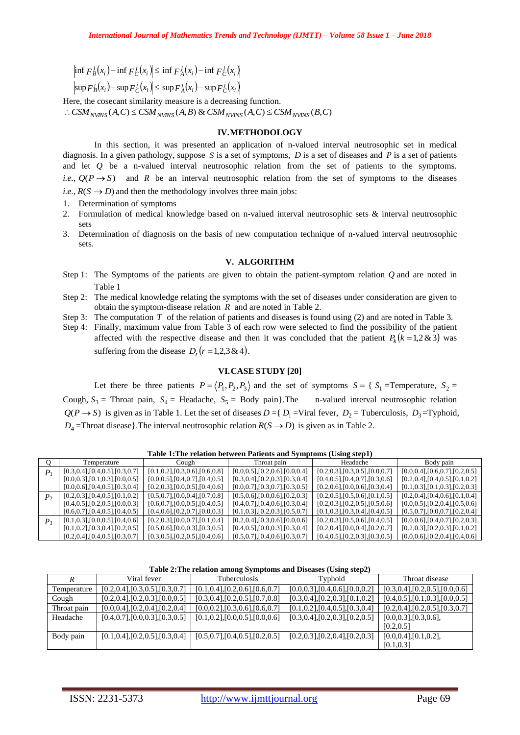$$\left|\inf F_B^j(x_i) - \inf F_C^j(x_i)\right| \le \left|\inf F_A^j(x_i) - \inf F_C^j(x_i)\right|$$

$$\left|\sup F_B^j(x_i) - \sup F_C^j(x_i)\right| \le \left|\sup F_A^j(x_i) - \sup F_C^j(x_i)\right|$$

Here, the cosecant similarity measure is a decreasing function.

$\therefore CSM_{NVINS}(A,C) \le CSM_{NVINS}(A,B)$ & $CSM_{NVINS}(A,C) \le CSM_{NVINS}(B,C)$

## IV. METHODOLOGY

In this section, it was presented an application of n-valued interval neutrosophic set in medical diagnosis. In a given pathology, suppose $S$ is a set of symptoms, $D$ is a set of diseases and $P$ is a set of patients and let $Q$ be a n-valued interval neutrosophic relation from the set of patients to the symptoms. *i.e.,* $Q(P \to S)$ and $R$ be an interval neutrosophic relation from the set of symptoms to the diseases *i.e.,* $R(S \to D)$ and then the methodology involves three main jobs:

1. Determination of symptoms
2. Formulation of medical knowledge based on n-valued interval neutrosophic sets & interval neutrosophic sets
3. Determination of diagnosis on the basis of new computation technique of n-valued interval neutrosophic sets.

## V. ALGORITHM

Step 1: The Symptoms of the patients are given to obtain the patient-symptom relation $Q$ and are noted in Table 1

Step 2: The medical knowledge relating the symptoms with the set of diseases under consideration are given to obtain the symptom-disease relation $R$ and are noted in Table 2.

Step 3: The computation $T$ of the relation of patients and diseases is found using (2) and are noted in Table 3.

Step 4: Finally, maximum value from Table 3 of each row were selected to find the possibility of the patient affected with the respective disease and then it was concluded that the patient $P_k(k = 1,2 \,\&\, 3)$ was suffering from the disease $D_r(r = 1,2,3 \,\&\, 4)$.

## VI. CASE STUDY [20]

Let there be three patients $P = \langle P_1, P_2, P_3 \rangle$ and the set of symptoms $S = \{\, S_1$ =Temperature, $S_2$ = Cough, $S_3$ = Throat pain, $S_4$ = Headache, $S_5$ = Body pain}.The n-valued interval neutrosophic relation $Q(P \to S)$ is given as in Table 1. Let the set of diseases $D = \{\, D_1$ =Viral fever, $D_2$ = Tuberculosis, $D_3$ =Typhoid, $D_4$ =Throat disease}.The interval neutrosophic relation $R(S \to D)$ is given as in Table 2.

**Table 1:The relation between Patients and Symptoms (Using step1)**

| Q | Temperature | Cough | Throat pain | Headache | Body pain |
|---|---|---|---|---|---|
| $P_1$ | [0.3,0.4],[0.4,0.5],[0.3,0.7]<br>[0.0,0.3],[0.1,0.3],[0.0,0.5]<br>[0.0,0.6],[0.4,0.5],[0.3,0.4] | [0.1,0.2],[0.3,0.6],[0.6,0.8]<br>[0.0,0.5],[0.4,0.7],[0.4,0.5]<br>[0.2,0.3],[0.0,0.5],[0.4,0.6] | [0.0,0.5],[0.2,0.6],[0.0,0.4]<br>[0.3,0.4],[0.2,0.3],[0.3,0.4]<br>[0.0,0.7],[0.3,0.7],[0.3,0.5] | [0.2,0.3],[0.3,0.5],[0.0,0.7]<br>[0.4,0.5],[0.4,0.7],[0.3,0.6]<br>[0.2,0.6],[0.0,0.6],[0.3,0.4] | [0.0,0.4],[0.6,0.7],[0.2,0.5]<br>[0.2,0.4],[0.4,0.5],[0.1,0.2]<br>[0.1,0.3],[0.1,0.3],[0.2,0.3] |
| $P_2$ | [0.2,0.3],[0.4,0.5],[0.1,0.2]<br>[0.4,0.5],[0.2,0.5],[0.0,0.3]<br>[0.6,0.7],[0.4,0.5],[0.4,0.5] | [0.5,0.7],[0.0,0.4],[0.7,0.8]<br>[0.6,0.7],[0.0,0.5],[0.4,0.5]<br>[0.4,0.6],[0.2,0.7],[0.0,0.3] | [0.5,0.6],[0.0,0.6],[0.2,0.3]<br>[0.4,0.7],[0.4,0.6],[0.3,0.4]<br>[0.1,0.3],[0.2,0.3],[0.5,0.7] | [0.2,0.5],[0.5,0.6],[0.1,0.5]<br>[0.2,0.3],[0.2,0.5],[0.5,0.6]<br>[0.1,0.3],[0.3,0.4],[0.4,0.5] | [0.2,0.4],[0.4,0.6],[0.1,0.4]<br>[0.0,0.5],[0.2,0.4],[0.5,0.6]<br>[0.5,0.7],[0.0,0.7],[0.2,0.4] |
| $P_3$ | [0.1,0.3],[0.0,0.5],[0.4,0.6]<br>[0.1,0.2],[0.3,0.4],[0.2,0.5]<br>[0.2,0.4],[0.4,0.5],[0.3,0.7] | [0.2,0.3],[0.0,0.7],[0.1,0.4]<br>[0.5,0.6],[0.0,0.3],[0.3,0.5]<br>[0.3,0.5],[0.2,0.5],[0.4,0.6] | [0.2,0.4],[0.3,0.6],[0.0,0.6]<br>[0.4,0.5],[0.0,0.3],[0.3,0.4]<br>[0.5,0.7],[0.4,0.6],[0.3,0.7] | [0.2,0.3],[0.5,0.6],[0.4,0.5]<br>[0.2,0.4],[0.0,0.4],[0.2,0.7]<br>[0.4,0.5],[0.2,0.3],[0.3,0.5] | [0.0,0.6],[0.4,0.7],[0.2,0.3]<br>[0.2,0.3],[0.2,0.3],[0.1,0.2]<br>[0.0,0.6],[0.2,0.4],[0.4,0.6] |

**Table 2:The relation among Symptoms and Diseases (Using step2)**

| $R$ | Viral fever | Tuberculosis | Typhoid | Throat disease |
|---|---|---|---|---|
| Temperature | [0.2,0.4],[0.3,0.5],[0.3,0.7] | [0.1,0.4],[0.2,0.6],[0.6,0.7] | [0.0,0.3],[0.4,0.6],[0.0,0.2] | [0.3,0.4],[0.2,0.5],[0.0,0.6] |
| Cough | [0.2,0.4],[0.2,0.3],[0.0,0.5] | [0.3,0.4],[0.2,0.5],[0.7,0.8] | [0.3,0.4],[0.2,0.3],[0.1,0.2] | [0.4,0.5],[0.1,0.3],[0.0,0.5] |
| Throat pain | [0.0,0.4],[0.2,0.4],[0.2,0.4] | [0.0,0.2],[0.3,0.6],[0.6,0.7] | [0.1,0.2],[0.4,0.5],[0.3,0.4] | [0.2,0.4],[0.2,0.5],[0.3,0.7] |
| Headache | [0.4,0.7],[0.0,0.3],[0.3,0.5] | [0.1,0.2],[0.0,0.5],[0.0,0.6] | [0.3,0.4],[0.2,0.3],[0.2,0.5] | [0.0,0.3],[0.3,0.6],[0.2,0.5] |
| Body pain | [0.1,0.4],[0.2,0.5],[0.3,0.4] | [0.5,0.7],[0.4,0.5],[0.2,0.5] | [0.2,0.3],[0.2,0.4],[0.2,0.3] | [0.0,0.4],[0.1,0.2],[0.1,0.3] |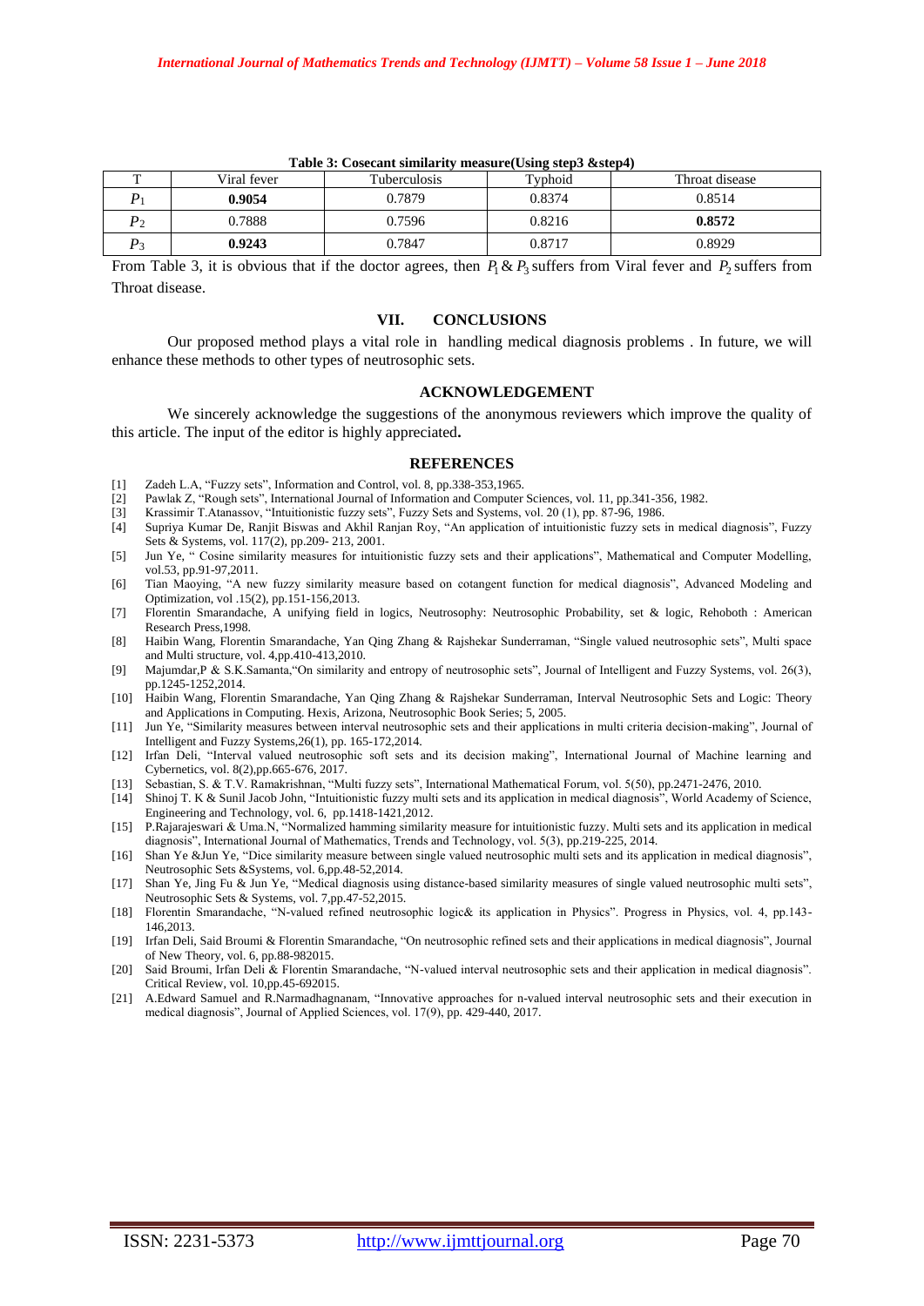**Table 3: Cosecant similarity measure(Using step3 &step4)**

| T | Viral fever | Tuberculosis | Typhoid | Throat disease |
|---|---|---|---|---|
| $P_1$ | **0.9054** | 0.7879 | 0.8374 | 0.8514 |
| $P_2$ | 0.7888 | 0.7596 | 0.8216 | **0.8572** |
| $P_3$ | **0.9243** | 0.7847 | 0.8717 | 0.8929 |

From Table 3, it is obvious that if the doctor agrees, then $P_1$ & $P_3$ suffers from Viral fever and $P_2$ suffers from Throat disease.

## VII. CONCLUSIONS

Our proposed method plays a vital role in handling medical diagnosis problems . In future, we will enhance these methods to other types of neutrosophic sets.

## ACKNOWLEDGEMENT

We sincerely acknowledge the suggestions of the anonymous reviewers which improve the quality of this article. The input of the editor is highly appreciated**.**

## REFERENCES

[1] Zadeh L.A, "Fuzzy sets", Information and Control, vol. 8, pp.338-353,1965.

[2] Pawlak Z, "Rough sets", International Journal of Information and Computer Sciences, vol. 11, pp.341-356, 1982.

[3] Krassimir T.Atanassov, "Intuitionistic fuzzy sets", Fuzzy Sets and Systems, vol. 20 (1), pp. 87-96, 1986.

[4] Supriya Kumar De, Ranjit Biswas and Akhil Ranjan Roy, "An application of intuitionistic fuzzy sets in medical diagnosis", Fuzzy Sets & Systems, vol. 117(2), pp.209- 213, 2001.

[5] Jun Ye, " Cosine similarity measures for intuitionistic fuzzy sets and their applications", Mathematical and Computer Modelling, vol.53, pp.91-97,2011.

[6] Tian Maoying, "A new fuzzy similarity measure based on cotangent function for medical diagnosis", Advanced Modeling and Optimization, vol .15(2), pp.151-156,2013.

[7] Florentin Smarandache, A unifying field in logics, Neutrosophy: Neutrosophic Probability, set & logic, Rehoboth : American Research Press,1998.

[8] Haibin Wang, Florentin Smarandache, Yan Qing Zhang & Rajshekar Sunderraman, "Single valued neutrosophic sets", Multi space and Multi structure, vol. 4,pp.410-413,2010.

[9] Majumdar,P & S.K.Samanta,"On similarity and entropy of neutrosophic sets", Journal of Intelligent and Fuzzy Systems, vol. 26(3), pp.1245-1252,2014.

[10] Haibin Wang, Florentin Smarandache, Yan Qing Zhang & Rajshekar Sunderraman, Interval Neutrosophic Sets and Logic: Theory and Applications in Computing. Hexis, Arizona, Neutrosophic Book Series; 5, 2005.

[11] Jun Ye, "Similarity measures between interval neutrosophic sets and their applications in multi criteria decision-making", Journal of Intelligent and Fuzzy Systems,26(1), pp. 165-172,2014.

[12] Irfan Deli, "Interval valued neutrosophic soft sets and its decision making", International Journal of Machine learning and Cybernetics, vol. 8(2),pp.665-676, 2017.

[13] Sebastian, S. & T.V. Ramakrishnan, "Multi fuzzy sets", International Mathematical Forum, vol. 5(50), pp.2471-2476, 2010.

[14] Shinoj T. K & Sunil Jacob John, "Intuitionistic fuzzy multi sets and its application in medical diagnosis", World Academy of Science, Engineering and Technology, vol. 6, pp.1418-1421,2012.

[15] P.Rajarajeswari & Uma.N, "Normalized hamming similarity measure for intuitionistic fuzzy. Multi sets and its application in medical diagnosis", International Journal of Mathematics, Trends and Technology, vol. 5(3), pp.219-225, 2014.

[16] Shan Ye &Jun Ye, "Dice similarity measure between single valued neutrosophic multi sets and its application in medical diagnosis", Neutrosophic Sets &Systems, vol. 6,pp.48-52,2014.

[17] Shan Ye, Jing Fu & Jun Ye, "Medical diagnosis using distance-based similarity measures of single valued neutrosophic multi sets", Neutrosophic Sets & Systems, vol. 7,pp.47-52,2015.

[18] Florentin Smarandache, "N-valued refined neutrosophic logic& its application in Physics". Progress in Physics, vol. 4, pp.143-146,2013.

[19] Irfan Deli, Said Broumi & Florentin Smarandache, "On neutrosophic refined sets and their applications in medical diagnosis", Journal of New Theory, vol. 6, pp.88-982015.

[20] Said Broumi, Irfan Deli & Florentin Smarandache, "N-valued interval neutrosophic sets and their application in medical diagnosis". Critical Review, vol. 10,pp.45-692015.

[21] A.Edward Samuel and R.Narmadhagnanam, "Innovative approaches for n-valued interval neutrosophic sets and their execution in medical diagnosis", Journal of Applied Sciences, vol. 17(9), pp. 429-440, 2017.